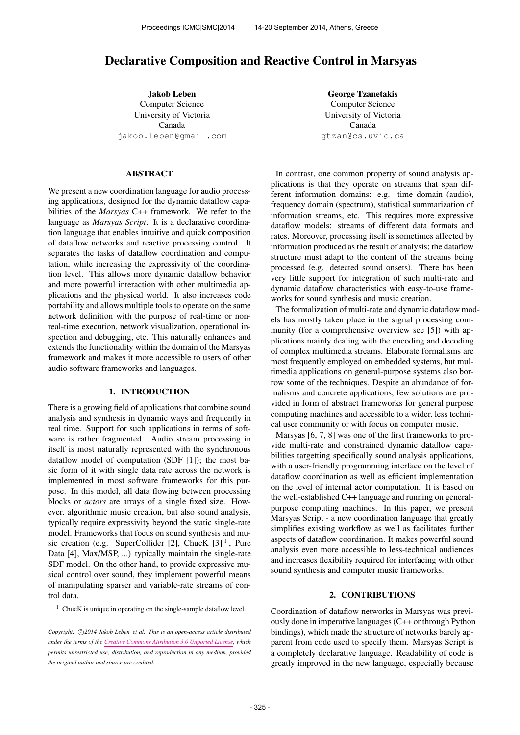# Declarative Composition and Reactive Control in Marsyas

**Jakob Leben**
Computer Science
University of Victoria
Canada
jakob.leben@gmail.com

**George Tzanetakis**
Computer Science
University of Victoria
Canada
gtzan@cs.uvic.ca

## ABSTRACT

We present a new coordination language for audio processing applications, designed for the dynamic dataflow capabilities of the *Marsyas* C++ framework. We refer to the language as *Marsyas Script*. It is a declarative coordination language that enables intuitive and quick composition of dataflow networks and reactive processing control. It separates the tasks of dataflow coordination and computation, while increasing the expressivity of the coordination level. This allows more dynamic dataflow behavior and more powerful interaction with other multimedia applications and the physical world. It also increases code portability and allows multiple tools to operate on the same network definition with the purpose of real-time or non-real-time execution, network visualization, operational inspection and debugging, etc. This naturally enhances and extends the functionality within the domain of the Marsyas framework and makes it more accessible to users of other audio software frameworks and languages.

## 1. INTRODUCTION

There is a growing field of applications that combine sound analysis and synthesis in dynamic ways and frequently in real time. Support for such applications in terms of software is rather fragmented. Audio stream processing in itself is most naturally represented with the synchronous dataflow model of computation (SDF [1]); the most basic form of it with single data rate across the network is implemented in most software frameworks for this purpose. In this model, all data flowing between processing blocks or *actors* are arrays of a single fixed size. However, algorithmic music creation, but also sound analysis, typically require expressivity beyond the static single-rate model. Frameworks that focus on sound synthesis and music creation (e.g. SuperCollider [2], ChucK [3] [1], Pure Data [4], Max/MSP, ...) typically maintain the single-rate SDF model. On the other hand, to provide expressive musical control over sound, they implement powerful means of manipulating sparser and variable-rate streams of control data.

In contrast, one common property of sound analysis applications is that they operate on streams that span different information domains: e.g. time domain (audio), frequency domain (spectrum), statistical summarization of information streams, etc. This requires more expressive dataflow models: streams of different data formats and rates. Moreover, processing itself is sometimes affected by information produced as the result of analysis; the dataflow structure must adapt to the content of the streams being processed (e.g. detected sound onsets). There has been very little support for integration of such multi-rate and dynamic dataflow characteristics with easy-to-use frameworks for sound synthesis and music creation.

The formalization of multi-rate and dynamic dataflow models has mostly taken place in the signal processing community (for a comprehensive overview see [5]) with applications mainly dealing with the encoding and decoding of complex multimedia streams. Elaborate formalisms are most frequently employed on embedded systems, but multimedia applications on general-purpose systems also borrow some of the techniques. Despite an abundance of formalisms and concrete applications, few solutions are provided in form of abstract frameworks for general purpose computing machines and accessible to a wider, less technical user community or with focus on computer music.

Marsyas [6, 7, 8] was one of the first frameworks to provide multi-rate and constrained dynamic dataflow capabilities targetting specifically sound analysis applications, with a user-friendly programming interface on the level of dataflow coordination as well as efficient implementation on the level of internal actor computation. It is based on the well-established C++ language and running on general-purpose computing machines. In this paper, we present Marsyas Script - a new coordination language that greatly simplifies existing workflow as well as facilitates further aspects of dataflow coordination. It makes powerful sound analysis even more accessible to less-technical audiences and increases flexibility required for interfacing with other sound synthesis and computer music frameworks.

## 2. CONTRIBUTIONS

Coordination of dataflow networks in Marsyas was previously done in imperative languages (C++ or through Python bindings), which made the structure of networks barely apparent from code used to specify them. Marsyas Script is a completely declarative language. Readability of code is greatly improved in the new language, especially because

[1] ChucK is unique in operating on the single-sample dataflow level.

*Copyright: ©2014 Jakob Leben et al. This is an open-access article distributed under the terms of the Creative Commons Attribution 3.0 Unported License, which permits unrestricted use, distribution, and reproduction in any medium, provided the original author and source are credited.*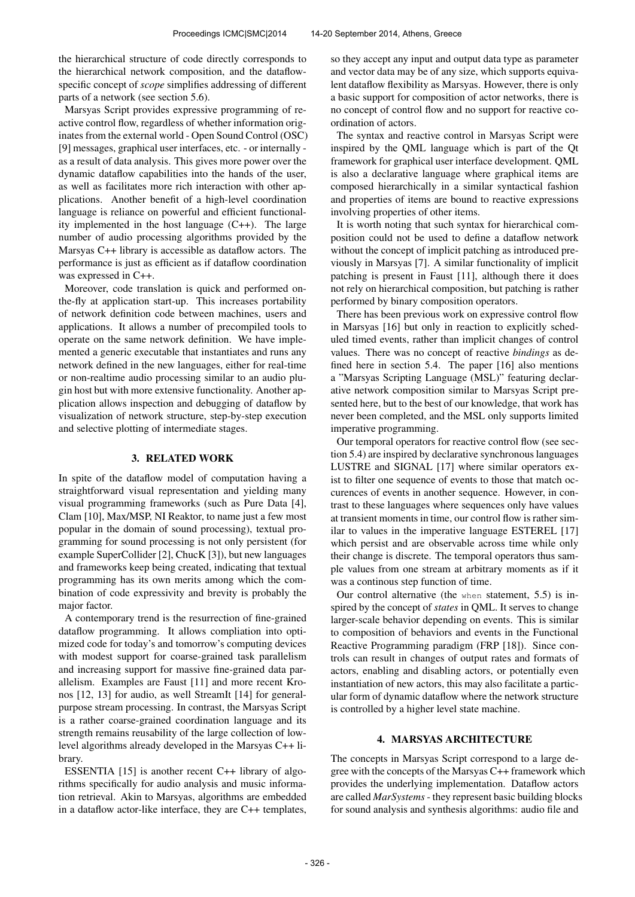the hierarchical structure of code directly corresponds to the hierarchical network composition, and the dataflow-specific concept of *scope* simplifies addressing of different parts of a network (see section 5.6).

Marsyas Script provides expressive programming of reactive control flow, regardless of whether information originates from the external world - Open Sound Control (OSC) [9] messages, graphical user interfaces, etc. - or internally - as a result of data analysis. This gives more power over the dynamic dataflow capabilities into the hands of the user, as well as facilitates more rich interaction with other applications. Another benefit of a high-level coordination language is reliance on powerful and efficient functionality implemented in the host language (C++). The large number of audio processing algorithms provided by the Marsyas C++ library is accessible as dataflow actors. The performance is just as efficient as if dataflow coordination was expressed in C++.

Moreover, code translation is quick and performed on-the-fly at application start-up. This increases portability of network definition code between machines, users and applications. It allows a number of precompiled tools to operate on the same network definition. We have implemented a generic executable that instantiates and runs any network defined in the new languages, either for real-time or non-realtime audio processing similar to an audio plugin host but with more extensive functionality. Another application allows inspection and debugging of dataflow by visualization of network structure, step-by-step execution and selective plotting of intermediate stages.

## 3. RELATED WORK

In spite of the dataflow model of computation having a straightforward visual representation and yielding many visual programming frameworks (such as Pure Data [4], Clam [10], Max/MSP, NI Reaktor, to name just a few most popular in the domain of sound processing), textual programming for sound processing is not only persistent (for example SuperCollider [2], ChucK [3]), but new languages and frameworks keep being created, indicating that textual programming has its own merits among which the combination of code expressivity and brevity is probably the major factor.

A contemporary trend is the resurrection of fine-grained dataflow programming. It allows compliation into optimized code for today's and tomorrow's computing devices with modest support for coarse-grained task parallelism and increasing support for massive fine-grained data parallelism. Examples are Faust [11] and more recent Kronos [12, 13] for audio, as well StreamIt [14] for general-purpose stream processing. In contrast, the Marsyas Script is a rather coarse-grained coordination language and its strength remains reusability of the large collection of low-level algorithms already developed in the Marsyas C++ library.

ESSENTIA [15] is another recent C++ library of algorithms specifically for audio analysis and music information retrieval. Akin to Marsyas, algorithms are embedded in a dataflow actor-like interface, they are C++ templates, so they accept any input and output data type as parameter and vector data may be of any size, which supports equivalent dataflow flexibility as Marsyas. However, there is only a basic support for composition of actor networks, there is no concept of control flow and no support for reactive coordination of actors.

The syntax and reactive control in Marsyas Script were inspired by the QML language which is part of the Qt framework for graphical user interface development. QML is also a declarative language where graphical items are composed hierarchically in a similar syntactical fashion and properties of items are bound to reactive expressions involving properties of other items.

It is worth noting that such syntax for hierarchical composition could not be used to define a dataflow network without the concept of implicit patching as introduced previously in Marsyas [7]. A similar functionality of implicit patching is present in Faust [11], although there it does not rely on hierarchical composition, but patching is rather performed by binary composition operators.

There has been previous work on expressive control flow in Marsyas [16] but only in reaction to explicitly scheduled timed events, rather than implicit changes of control values. There was no concept of reactive *bindings* as defined here in section 5.4. The paper [16] also mentions a "Marsyas Scripting Language (MSL)" featuring declarative network composition similar to Marsyas Script presented here, but to the best of our knowledge, that work has never been completed, and the MSL only supports limited imperative programming.

Our temporal operators for reactive control flow (see section 5.4) are inspired by declarative synchronous languages LUSTRE and SIGNAL [17] where similar operators exist to filter one sequence of events to those that match occurences of events in another sequence. However, in contrast to these languages where sequences only have values at transient moments in time, our control flow is rather similar to values in the imperative language ESTEREL [17] which persist and are observable across time while only their change is discrete. The temporal operators thus sample values from one stream at arbitrary moments as if it was a continous step function of time.

Our control alternative (the `when` statement, 5.5) is inspired by the concept of *states* in QML. It serves to change larger-scale behavior depending on events. This is similar to composition of behaviors and events in the Functional Reactive Programming paradigm (FRP [18]). Since controls can result in changes of output rates and formats of actors, enabling and disabling actors, or potentially even instantiation of new actors, this may also facilitate a particular form of dynamic dataflow where the network structure is controlled by a higher level state machine.

## 4. MARSYAS ARCHITECTURE

The concepts in Marsyas Script correspond to a large degree with the concepts of the Marsyas C++ framework which provides the underlying implementation. Dataflow actors are called *MarSystems* - they represent basic building blocks for sound analysis and synthesis algorithms: audio file and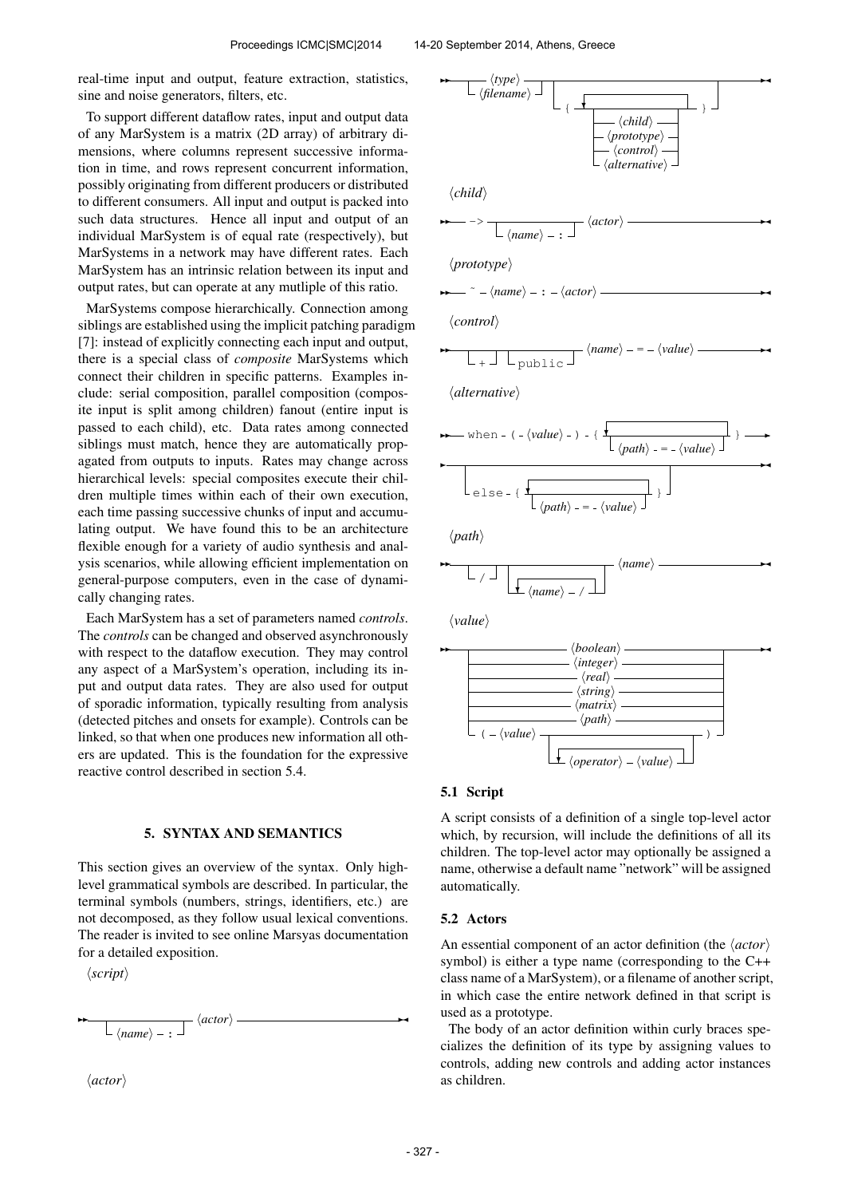real-time input and output, feature extraction, statistics, sine and noise generators, filters, etc.

To support different dataflow rates, input and output data of any MarSystem is a matrix (2D array) of arbitrary dimensions, where columns represent successive information in time, and rows represent concurrent information, possibly originating from different producers or distributed to different consumers. All input and output is packed into such data structures. Hence all input and output of an individual MarSystem is of equal rate (respectively), but MarSystems in a network may have different rates. Each MarSystem has an intrinsic relation between its input and output rates, but can operate at any mutliple of this ratio.

MarSystems compose hierarchically. Connection among siblings are established using the implicit patching paradigm [7]: instead of explicitly connecting each input and output, there is a special class of *composite* MarSystems which connect their children in specific patterns. Examples include: serial composition, parallel composition (composite input is split among children) fanout (entire input is passed to each child), etc. Data rates among connected siblings must match, hence they are automatically propagated from outputs to inputs. Rates may change across hierarchical levels: special composites execute their children multiple times within each of their own execution, each time passing successive chunks of input and accumulating output. We have found this to be an architecture flexible enough for a variety of audio synthesis and analysis scenarios, while allowing efficient implementation on general-purpose computers, even in the case of dynamically changing rates.

Each MarSystem has a set of parameters named *controls*. The *controls* can be changed and observed asynchronously with respect to the dataflow execution. They may control any aspect of a MarSystem's operation, including its input and output data rates. They are also used for output of sporadic information, typically resulting from analysis (detected pitches and onsets for example). Controls can be linked, so that when one produces new information all others are updated. This is the foundation for the expressive reactive control described in section 5.4.

## 5. SYNTAX AND SEMANTICS

This section gives an overview of the syntax. Only high-level grammatical symbols are described. In particular, the terminal symbols (numbers, strings, identifiers, etc.) are not decomposed, as they follow usual lexical conventions. The reader is invited to see online Marsyas documentation for a detailed exposition.

⟨*script*⟩

```
──┬──────────────┬── ⟨actor⟩ ──
  └─ ⟨name⟩ ─ : ─┘
```

⟨*actor*⟩

```
──┬─ ⟨type⟩ ─────┬──┬──────────────────────────────┬──
  └─ ⟨filename⟩ ─┘  └─ { ─┬──────────────────┬─ } ─┘
                          ├─ ⟨child⟩ ────────┤ (repeat)
                          ├─ ⟨prototype⟩ ────┤
                          ├─ ⟨control⟩ ──────┤
                          └─ ⟨alternative⟩ ──┘
```

⟨*child*⟩

```
── -> ──┬──────────────┬── ⟨actor⟩ ──
        └─ ⟨name⟩ ─ : ─┘
```

⟨*prototype*⟩

```
── ~ ─ ⟨name⟩ ─ : ─ ⟨actor⟩ ──
```

⟨*control*⟩

```
──┬─────┬──┬──────────┬── ⟨name⟩ ─ = ─ ⟨value⟩ ──
  └─ + ─┘  └─ public ─┘
```

⟨*alternative*⟩

```
── when ─ ( ─ ⟨value⟩ ─ ) ─ { ─┬─────────────────────────┬─ } ──
                               └─ ⟨path⟩ ─ = ─ ⟨value⟩ ──┘ (repeat)
──┬───────────────────────────────────────────────────┬──
  └─ else ─ { ─┬────────────────────────┬─ } ──────────┘
               └─ ⟨path⟩ ─ = ─ ⟨value⟩ ─┘ (repeat)
```

⟨*path*⟩

```
──┬─────┬──┬──────────────────┬── ⟨name⟩ ──
  └─ / ─┘  └─ ⟨name⟩ ─ / ─────┘ (repeat)
```

⟨*value*⟩

```
──┬─ ⟨boolean⟩ ──────────────────────────────────────┬──
  ├─ ⟨integer⟩ ──────────────────────────────────────┤
  ├─ ⟨real⟩ ─────────────────────────────────────────┤
  ├─ ⟨string⟩ ───────────────────────────────────────┤
  ├─ ⟨matrix⟩ ───────────────────────────────────────┤
  ├─ ⟨path⟩ ─────────────────────────────────────────┤
  └─ ( ─ ⟨value⟩ ─┬──────────────────────────┬─ ) ───┘
                  └─ ⟨operator⟩ ─ ⟨value⟩ ───┘ (repeat)
```

### 5.1 Script

A script consists of a definition of a single top-level actor which, by recursion, will include the definitions of all its children. The top-level actor may optionally be assigned a name, otherwise a default name "network" will be assigned automatically.

### 5.2 Actors

An essential component of an actor definition (the ⟨*actor*⟩ symbol) is either a type name (corresponding to the C++ class name of a MarSystem), or a filename of another script, in which case the entire network defined in that script is used as a prototype.

The body of an actor definition within curly braces specializes the definition of its type by assigning values to controls, adding new controls and adding actor instances as children.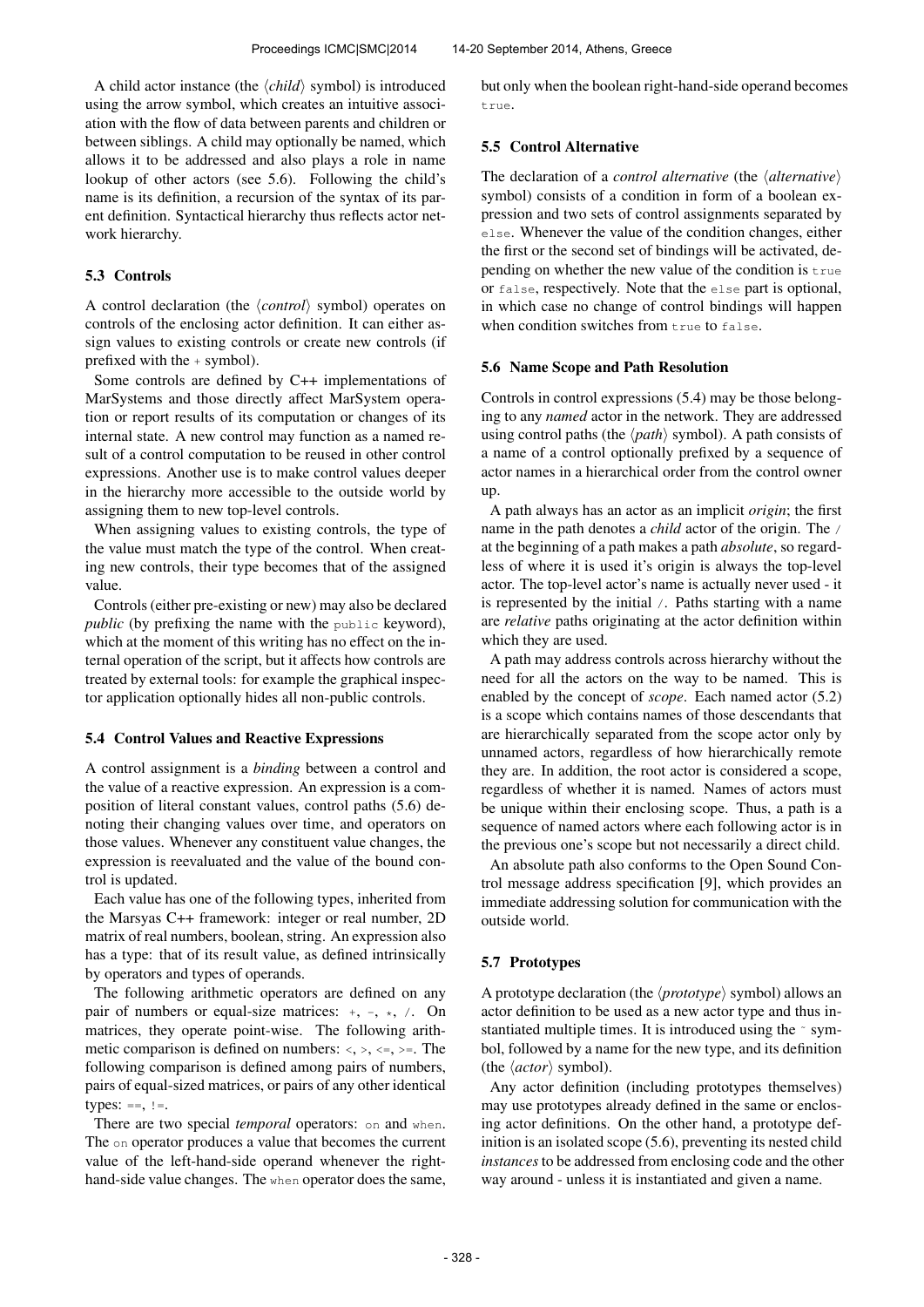A child actor instance (the ⟨*child*⟩ symbol) is introduced using the arrow symbol, which creates an intuitive association with the flow of data between parents and children or between siblings. A child may optionally be named, which allows it to be addressed and also plays a role in name lookup of other actors (see 5.6). Following the child's name is its definition, a recursion of the syntax of its parent definition. Syntactical hierarchy thus reflects actor network hierarchy.

### 5.3 Controls

A control declaration (the ⟨*control*⟩ symbol) operates on controls of the enclosing actor definition. It can either assign values to existing controls or create new controls (if prefixed with the `+` symbol).

Some controls are defined by C++ implementations of MarSystems and those directly affect MarSystem operation or report results of its computation or changes of its internal state. A new control may function as a named result of a control computation to be reused in other control expressions. Another use is to make control values deeper in the hierarchy more accessible to the outside world by assigning them to new top-level controls.

When assigning values to existing controls, the type of the value must match the type of the control. When creating new controls, their type becomes that of the assigned value.

Controls (either pre-existing or new) may also be declared *public* (by prefixing the name with the `public` keyword), which at the moment of this writing has no effect on the internal operation of the script, but it affects how controls are treated by external tools: for example the graphical inspector application optionally hides all non-public controls.

### 5.4 Control Values and Reactive Expressions

A control assignment is a *binding* between a control and the value of a reactive expression. An expression is a composition of literal constant values, control paths (5.6) denoting their changing values over time, and operators on those values. Whenever any constituent value changes, the expression is reevaluated and the value of the bound control is updated.

Each value has one of the following types, inherited from the Marsyas C++ framework: integer or real number, 2D matrix of real numbers, boolean, string. An expression also has a type: that of its result value, as defined intrinsically by operators and types of operands.

The following arithmetic operators are defined on any pair of numbers or equal-size matrices: `+`, `-`, `*`, `/`. On matrices, they operate point-wise. The following arithmetic comparison is defined on numbers: `<`, `>`, `<=`, `>=`. The following comparison is defined among pairs of numbers, pairs of equal-sized matrices, or pairs of any other identical types: `==`, `!=`.

There are two special *temporal* operators: `on` and `when`. The `on` operator produces a value that becomes the current value of the left-hand-side operand whenever the right-hand-side value changes. The `when` operator does the same, but only when the boolean right-hand-side operand becomes `true`.

### 5.5 Control Alternative

The declaration of a *control alternative* (the ⟨*alternative*⟩ symbol) consists of a condition in form of a boolean expression and two sets of control assignments separated by `else`. Whenever the value of the condition changes, either the first or the second set of bindings will be activated, depending on whether the new value of the condition is `true` or `false`, respectively. Note that the `else` part is optional, in which case no change of control bindings will happen when condition switches from `true` to `false`.

### 5.6 Name Scope and Path Resolution

Controls in control expressions (5.4) may be those belonging to any *named* actor in the network. They are addressed using control paths (the ⟨*path*⟩ symbol). A path consists of a name of a control optionally prefixed by a sequence of actor names in a hierarchical order from the control owner up.

A path always has an actor as an implicit *origin*; the first name in the path denotes a *child* actor of the origin. The `/` at the beginning of a path makes a path *absolute*, so regardless of where it is used it's origin is always the top-level actor. The top-level actor's name is actually never used - it is represented by the initial `/`. Paths starting with a name are *relative* paths originating at the actor definition within which they are used.

A path may address controls across hierarchy without the need for all the actors on the way to be named. This is enabled by the concept of *scope*. Each named actor (5.2) is a scope which contains names of those descendants that are hierarchically separated from the scope actor only by unnamed actors, regardless of how hierarchically remote they are. In addition, the root actor is considered a scope, regardless of whether it is named. Names of actors must be unique within their enclosing scope. Thus, a path is a sequence of named actors where each following actor is in the previous one's scope but not necessarily a direct child.

An absolute path also conforms to the Open Sound Control message address specification [9], which provides an immediate addressing solution for communication with the outside world.

### 5.7 Prototypes

A prototype declaration (the ⟨*prototype*⟩ symbol) allows an actor definition to be used as a new actor type and thus instantiated multiple times. It is introduced using the `~` symbol, followed by a name for the new type, and its definition (the ⟨*actor*⟩ symbol).

Any actor definition (including prototypes themselves) may use prototypes already defined in the same or enclosing actor definitions. On the other hand, a prototype definition is an isolated scope (5.6), preventing its nested child *instances* to be addressed from enclosing code and the other way around - unless it is instantiated and given a name.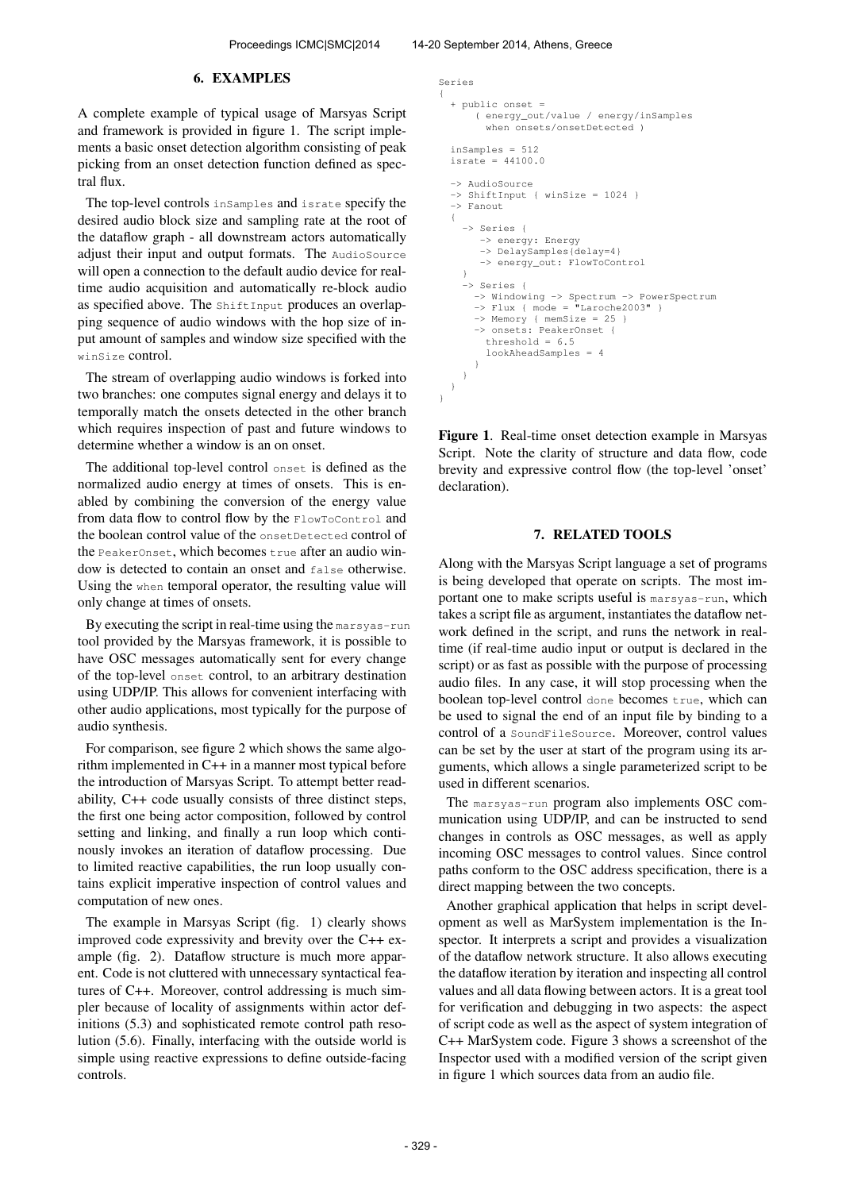## 6. EXAMPLES

A complete example of typical usage of Marsyas Script and framework is provided in figure 1. The script implements a basic onset detection algorithm consisting of peak picking from an onset detection function defined as spectral flux.

The top-level controls `inSamples` and `israte` specify the desired audio block size and sampling rate at the root of the dataflow graph - all downstream actors automatically adjust their input and output formats. The `AudioSource` will open a connection to the default audio device for real-time audio acquisition and automatically re-block audio as specified above. The `ShiftInput` produces an overlapping sequence of audio windows with the hop size of input amount of samples and window size specified with the `winSize` control.

The stream of overlapping audio windows is forked into two branches: one computes signal energy and delays it to temporally match the onsets detected in the other branch which requires inspection of past and future windows to determine whether a window is an on onset.

The additional top-level control `onset` is defined as the normalized audio energy at times of onsets. This is enabled by combining the conversion of the energy value from data flow to control flow by the `FlowToControl` and the boolean control value of the `onsetDetected` control of the `PeakerOnset`, which becomes `true` after an audio window is detected to contain an onset and `false` otherwise. Using the `when` temporal operator, the resulting value will only change at times of onsets.

By executing the script in real-time using the `marsyas-run` tool provided by the Marsyas framework, it is possible to have OSC messages automatically sent for every change of the top-level `onset` control, to an arbitrary destination using UDP/IP. This allows for convenient interfacing with other audio applications, most typically for the purpose of audio synthesis.

For comparison, see figure 2 which shows the same algorithm implemented in C++ in a manner most typical before the introduction of Marsyas Script. To attempt better readability, C++ code usually consists of three distinct steps, the first one being actor composition, followed by control setting and linking, and finally a run loop which continously invokes an iteration of dataflow processing. Due to limited reactive capabilities, the run loop usually contains explicit imperative inspection of control values and computation of new ones.

The example in Marsyas Script (fig. 1) clearly shows improved code expressivity and brevity over the C++ example (fig. 2). Dataflow structure is much more apparent. Code is not cluttered with unnecessary syntactical features of C++. Moreover, control addressing is much simpler because of locality of assignments within actor definitions (5.3) and sophisticated remote control path resolution (5.6). Finally, interfacing with the outside world is simple using reactive expressions to define outside-facing controls.

```
Series
{
  + public onset =
      ( energy_out/value / energy/inSamples
        when onsets/onsetDetected )

  inSamples = 512
  israte = 44100.0

  -> AudioSource
  -> ShiftInput { winSize = 1024 }
  -> Fanout
  {
    -> Series {
       -> energy: Energy
       -> DelaySamples{delay=4}
       -> energy_out: FlowToControl
    }
    -> Series {
      -> Windowing -> Spectrum -> PowerSpectrum
      -> Flux { mode = "Laroche2003" }
      -> Memory { memSize = 25 }
      -> onsets: PeakerOnset {
        threshold = 6.5
        lookAheadSamples = 4
      }
    }
  }
}
```

**Figure 1**. Real-time onset detection example in Marsyas Script. Note the clarity of structure and data flow, code brevity and expressive control flow (the top-level 'onset' declaration).

## 7. RELATED TOOLS

Along with the Marsyas Script language a set of programs is being developed that operate on scripts. The most important one to make scripts useful is `marsyas-run`, which takes a script file as argument, instantiates the dataflow network defined in the script, and runs the network in real-time (if real-time audio input or output is declared in the script) or as fast as possible with the purpose of processing audio files. In any case, it will stop processing when the boolean top-level control `done` becomes `true`, which can be used to signal the end of an input file by binding to a control of a `SoundFileSource`. Moreover, control values can be set by the user at start of the program using its arguments, which allows a single parameterized script to be used in different scenarios.

The `marsyas-run` program also implements OSC communication using UDP/IP, and can be instructed to send changes in controls as OSC messages, as well as apply incoming OSC messages to control values. Since control paths conform to the OSC address specification, there is a direct mapping between the two concepts.

Another graphical application that helps in script development as well as MarSystem implementation is the Inspector. It interprets a script and provides a visualization of the dataflow network structure. It also allows executing the dataflow iteration by iteration and inspecting all control values and all data flowing between actors. It is a great tool for verification and debugging in two aspects: the aspect of script code as well as the aspect of system integration of C++ MarSystem code. Figure 3 shows a screenshot of the Inspector used with a modified version of the script given in figure 1 which sources data from an audio file.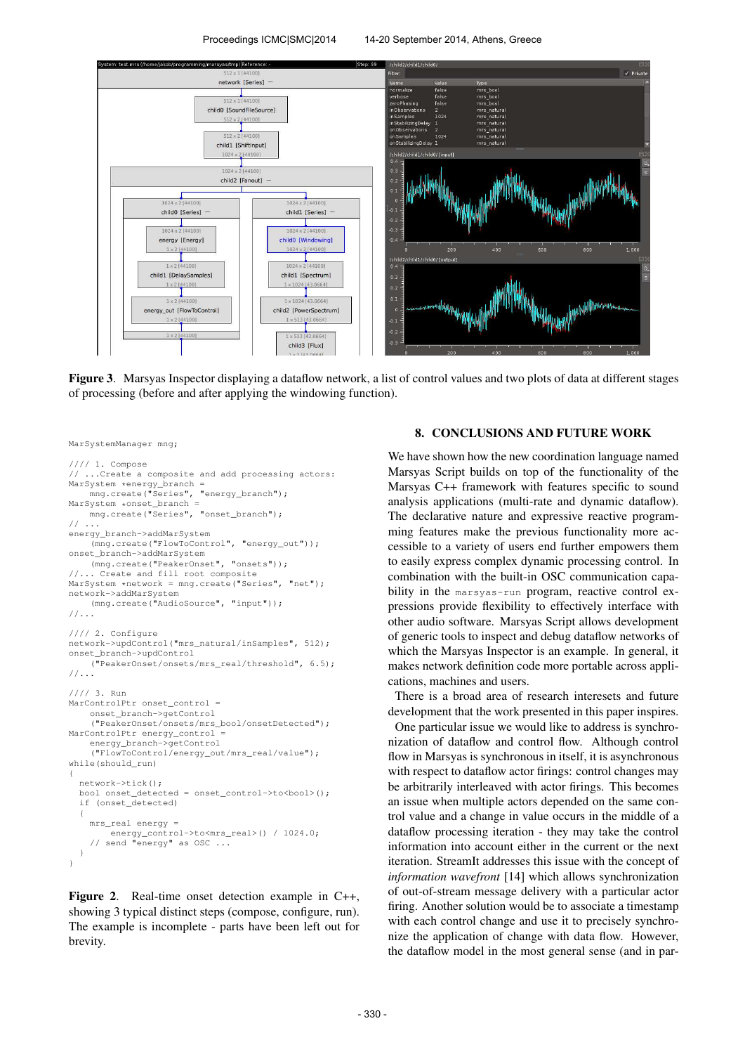Figure 3. Marsyas Inspector displaying a dataflow network, a list of control values and two plots of data at different stages of processing (before and after applying the windowing function).

```
MarSystemManager mng;

//// 1. Compose
// ...Create a composite and add processing actors:
MarSystem *energy_branch =
    mng.create("Series", "energy_branch");
MarSystem *onset_branch =
    mng.create("Series", "onset_branch");
// ...
energy_branch->addMarSystem
    (mng.create("FlowToControl", "energy_out"));
onset_branch->addMarSystem
    (mng.create("PeakerOnset", "onsets"));
//... Create and fill root composite
MarSystem *network = mng.create("Series", "net");
network->addMarSystem
    (mng.create("AudioSource", "input"));
//...

//// 2. Configure
network->updControl("mrs_natural/inSamples", 512);
onset_branch->updControl
    ("PeakerOnset/onsets/mrs_real/threshold", 6.5);
//...

//// 3. Run
MarControlPtr onset_control =
    onset_branch->getControl
    ("PeakerOnset/onsets/mrs_bool/onsetDetected");
MarControlPtr energy_control =
    energy_branch->getControl
    ("FlowToControl/energy_out/mrs_real/value");
while(should_run)
{
  network->tick();
  bool onset_detected = onset_control->to<bool>();
  if (onset_detected)
  {
    mrs_real energy =
        energy_control->to<mrs_real>() / 1024.0;
    // send "energy" as OSC ...
  }
}
```

**Figure 2.** Real-time onset detection example in C++, showing 3 typical distinct steps (compose, configure, run). The example is incomplete - parts have been left out for brevity.

## 8. CONCLUSIONS AND FUTURE WORK

We have shown how the new coordination language named Marsyas Script builds on top of the functionality of the Marsyas C++ framework with features specific to sound analysis applications (multi-rate and dynamic dataflow). The declarative nature and expressive reactive programming features make the previous functionality more accessible to a variety of users end further empowers them to easily express complex dynamic processing control. In combination with the built-in OSC communication capability in the `marsyas-run` program, reactive control expressions provide flexibility to effectively interface with other audio software. Marsyas Script allows development of generic tools to inspect and debug dataflow networks of which the Marsyas Inspector is an example. In general, it makes network definition code more portable across applications, machines and users.

There is a broad area of research interesets and future development that the work presented in this paper inspires.

One particular issue we would like to address is synchronization of dataflow and control flow. Although control flow in Marsyas is synchronous in itself, it is asynchronous with respect to dataflow actor firings: control changes may be arbitrarily interleaved with actor firings. This becomes an issue when multiple actors depended on the same control value and a change in value occurs in the middle of a dataflow processing iteration - they may take the control information into account either in the current or the next iteration. StreamIt addresses this issue with the concept of *information wavefront* [14] which allows synchronization of out-of-stream message delivery with a particular actor firing. Another solution would be to associate a timestamp with each control change and use it to precisely synchronize the application of change with data flow. However, the dataflow model in the most general sense (and in par-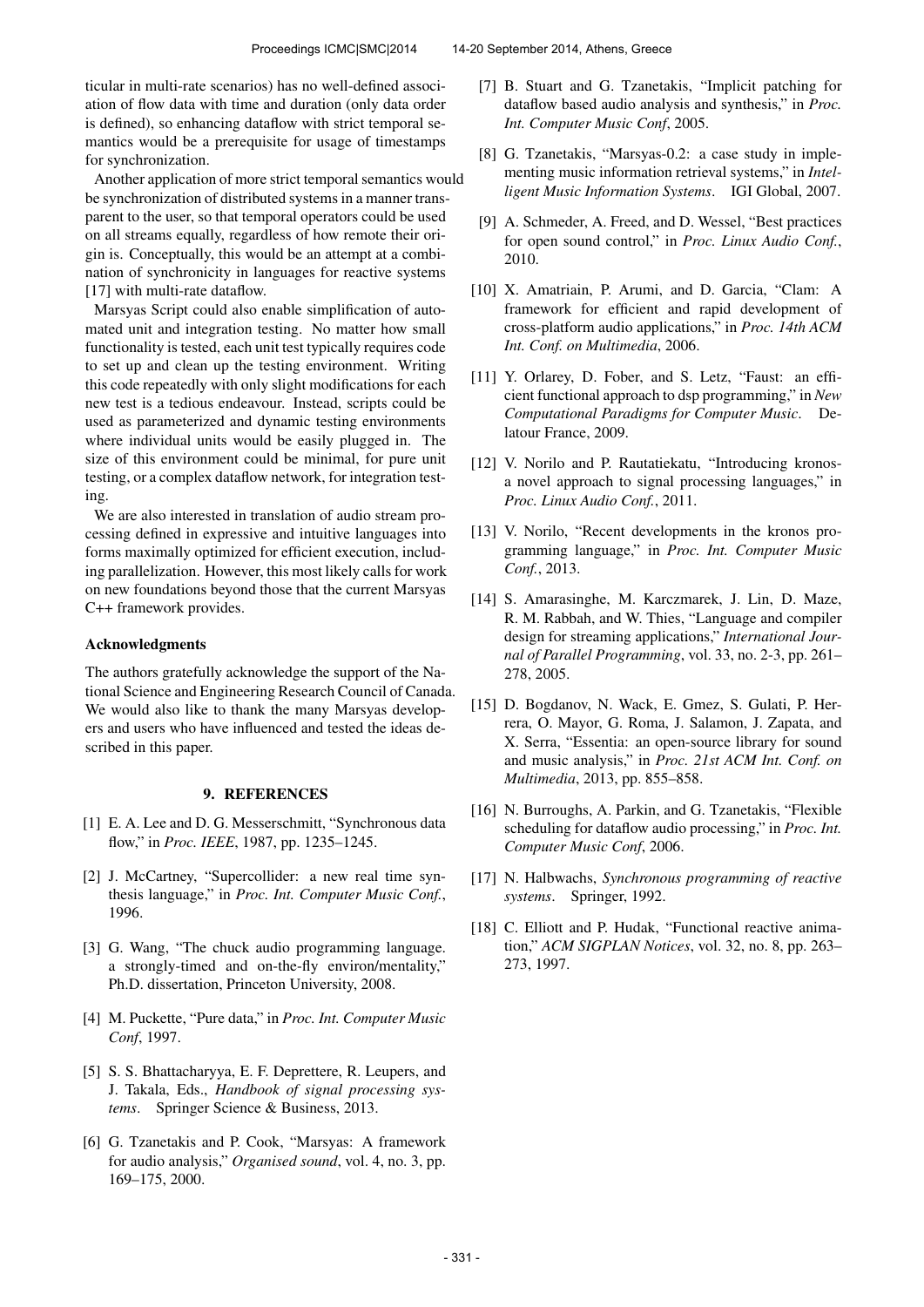ticular in multi-rate scenarios) has no well-defined association of flow data with time and duration (only data order is defined), so enhancing dataflow with strict temporal semantics would be a prerequisite for usage of timestamps for synchronization.

Another application of more strict temporal semantics would be synchronization of distributed systems in a manner transparent to the user, so that temporal operators could be used on all streams equally, regardless of how remote their origin is. Conceptually, this would be an attempt at a combination of synchronicity in languages for reactive systems [17] with multi-rate dataflow.

Marsyas Script could also enable simplification of automated unit and integration testing. No matter how small functionality is tested, each unit test typically requires code to set up and clean up the testing environment. Writing this code repeatedly with only slight modifications for each new test is a tedious endeavour. Instead, scripts could be used as parameterized and dynamic testing environments where individual units would be easily plugged in. The size of this environment could be minimal, for pure unit testing, or a complex dataflow network, for integration testing.

We are also interested in translation of audio stream processing defined in expressive and intuitive languages into forms maximally optimized for efficient execution, including parallelization. However, this most likely calls for work on new foundations beyond those that the current Marsyas C++ framework provides.

### Acknowledgments

The authors gratefully acknowledge the support of the National Science and Engineering Research Council of Canada. We would also like to thank the many Marsyas developers and users who have influenced and tested the ideas described in this paper.

## 9. REFERENCES

[1] E. A. Lee and D. G. Messerschmitt, "Synchronous data flow," in *Proc. IEEE*, 1987, pp. 1235–1245.

[2] J. McCartney, "Supercollider: a new real time synthesis language," in *Proc. Int. Computer Music Conf.*, 1996.

[3] G. Wang, "The chuck audio programming language. a strongly-timed and on-the-fly environ/mentality," Ph.D. dissertation, Princeton University, 2008.

[4] M. Puckette, "Pure data," in *Proc. Int. Computer Music Conf*, 1997.

[5] S. S. Bhattacharyya, E. F. Deprettere, R. Leupers, and J. Takala, Eds., *Handbook of signal processing systems*. Springer Science & Business, 2013.

[6] G. Tzanetakis and P. Cook, "Marsyas: A framework for audio analysis," *Organised sound*, vol. 4, no. 3, pp. 169–175, 2000.

[7] B. Stuart and G. Tzanetakis, "Implicit patching for dataflow based audio analysis and synthesis," in *Proc. Int. Computer Music Conf*, 2005.

[8] G. Tzanetakis, "Marsyas-0.2: a case study in implementing music information retrieval systems," in *Intelligent Music Information Systems*. IGI Global, 2007.

[9] A. Schmeder, A. Freed, and D. Wessel, "Best practices for open sound control," in *Proc. Linux Audio Conf.*, 2010.

[10] X. Amatriain, P. Arumi, and D. Garcia, "Clam: A framework for efficient and rapid development of cross-platform audio applications," in *Proc. 14th ACM Int. Conf. on Multimedia*, 2006.

[11] Y. Orlarey, D. Fober, and S. Letz, "Faust: an efficient functional approach to dsp programming," in *New Computational Paradigms for Computer Music*. Delatour France, 2009.

[12] V. Norilo and P. Rautatiekatu, "Introducing kronos-a novel approach to signal processing languages," in *Proc. Linux Audio Conf.*, 2011.

[13] V. Norilo, "Recent developments in the kronos programming language," in *Proc. Int. Computer Music Conf.*, 2013.

[14] S. Amarasinghe, M. Karczmarek, J. Lin, D. Maze, R. M. Rabbah, and W. Thies, "Language and compiler design for streaming applications," *International Journal of Parallel Programming*, vol. 33, no. 2-3, pp. 261–278, 2005.

[15] D. Bogdanov, N. Wack, E. Gmez, S. Gulati, P. Herrera, O. Mayor, G. Roma, J. Salamon, J. Zapata, and X. Serra, "Essentia: an open-source library for sound and music analysis," in *Proc. 21st ACM Int. Conf. on Multimedia*, 2013, pp. 855–858.

[16] N. Burroughs, A. Parkin, and G. Tzanetakis, "Flexible scheduling for dataflow audio processing," in *Proc. Int. Computer Music Conf*, 2006.

[17] N. Halbwachs, *Synchronous programming of reactive systems*. Springer, 1992.

[18] C. Elliott and P. Hudak, "Functional reactive animation," *ACM SIGPLAN Notices*, vol. 32, no. 8, pp. 263–273, 1997.